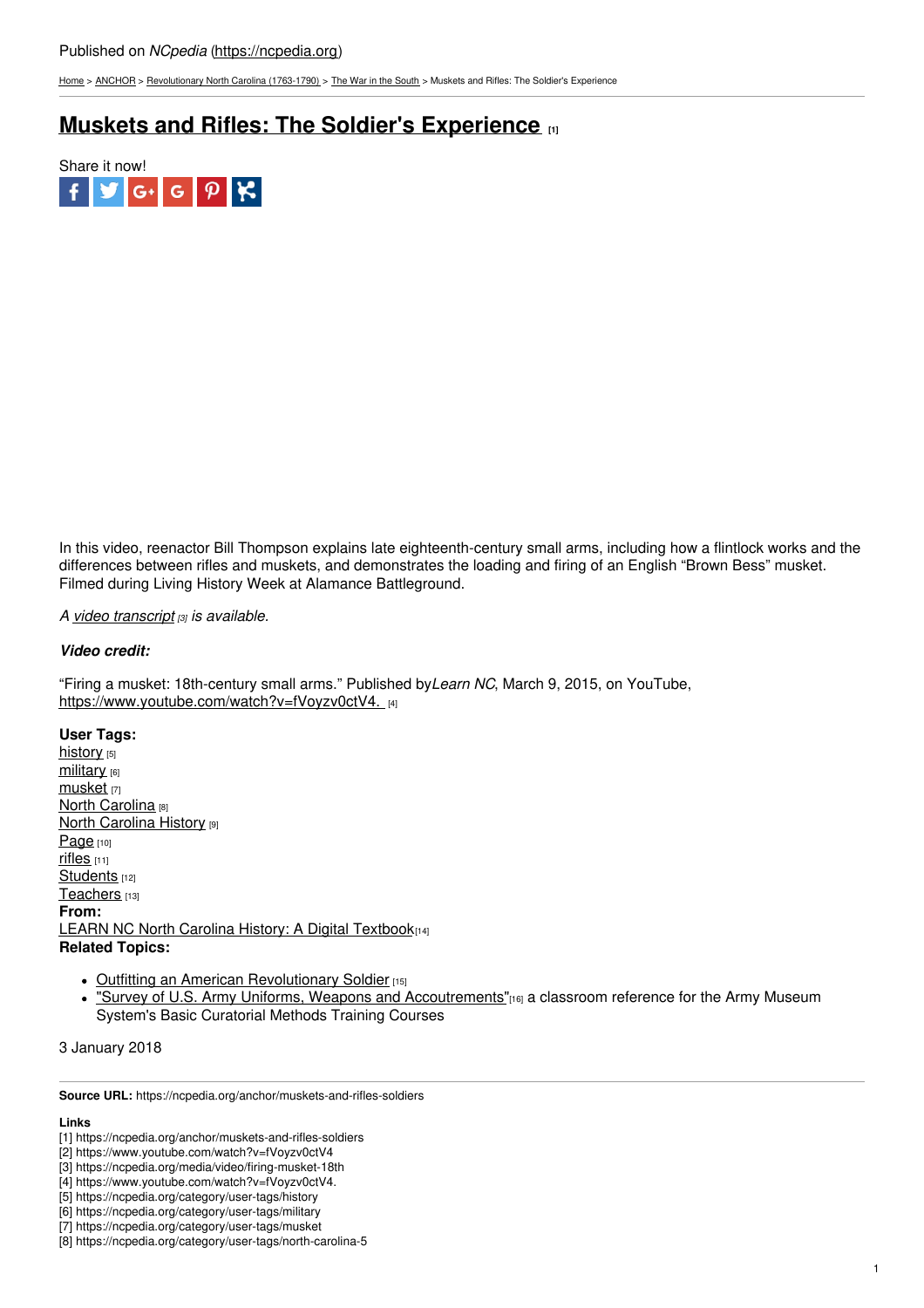Published on *NCpedia* (https://ncpedia.org)

Home > ANCHOR > Revolutionary North Carolina (1763-1790) > The War in the South > Muskets and Rifles: The Soldier's Experience

# Muskets and Rifles: The Soldier's Experience [1]

Share it now!

In this video, reenactor Bill Thompson explains late eighteenth-century small arms, including how a flintlock works and the differences between rifles and muskets, and demonstrates the loading and firing of an English "Brown Bess" musket. Filmed during Living History Week at Alamance Battleground.

*A video transcript [3] is available.*

***Video credit:***

"Firing a musket: 18th-century small arms." Published by *Learn NC*, March 9, 2015, on YouTube, https://www.youtube.com/watch?v=fVoyzv0ctV4. [4]

**User Tags:**
history [5]
military [6]
musket [7]
North Carolina [8]
North Carolina History [9]
Page [10]
rifles [11]
Students [12]
Teachers [13]
**From:**
LEARN NC North Carolina History: A Digital Textbook [14]
**Related Topics:**

- Outfitting an American Revolutionary Soldier [15]
- "Survey of U.S. Army Uniforms, Weapons and Accoutrements" [16] a classroom reference for the Army Museum System's Basic Curatorial Methods Training Courses

3 January 2018

**Source URL:** https://ncpedia.org/anchor/muskets-and-rifles-soldiers

**Links**
[1] https://ncpedia.org/anchor/muskets-and-rifles-soldiers
[2] https://www.youtube.com/watch?v=fVoyzv0ctV4
[3] https://ncpedia.org/media/video/firing-musket-18th
[4] https://www.youtube.com/watch?v=fVoyzv0ctV4.
[5] https://ncpedia.org/category/user-tags/history
[6] https://ncpedia.org/category/user-tags/military
[7] https://ncpedia.org/category/user-tags/musket
[8] https://ncpedia.org/category/user-tags/north-carolina-5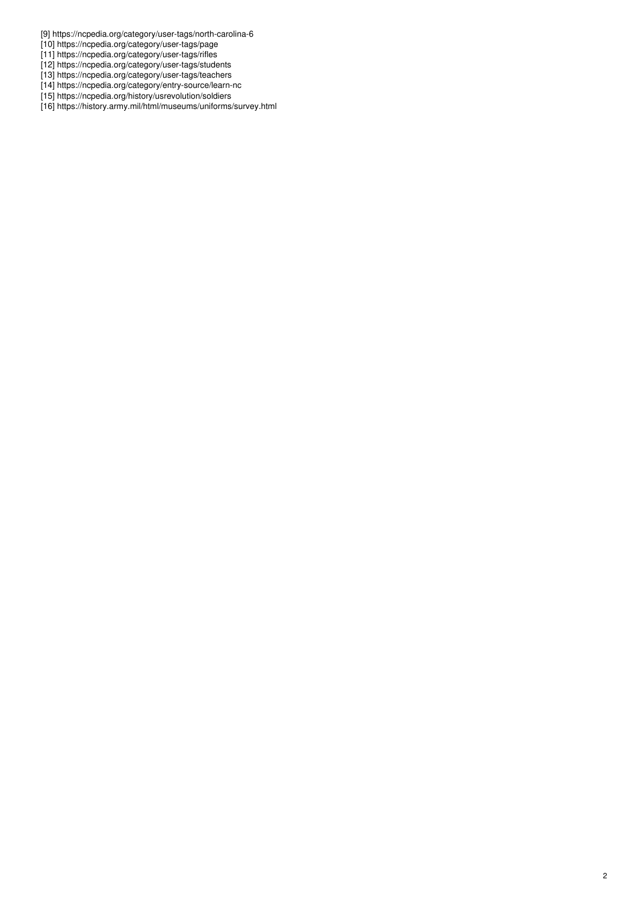[9] https://ncpedia.org/category/user-tags/north-carolina-6
[10] https://ncpedia.org/category/user-tags/page
[11] https://ncpedia.org/category/user-tags/rifles
[12] https://ncpedia.org/category/user-tags/students
[13] https://ncpedia.org/category/user-tags/teachers
[14] https://ncpedia.org/category/entry-source/learn-nc
[15] https://ncpedia.org/history/usrevolution/soldiers
[16] https://history.army.mil/html/museums/uniforms/survey.html